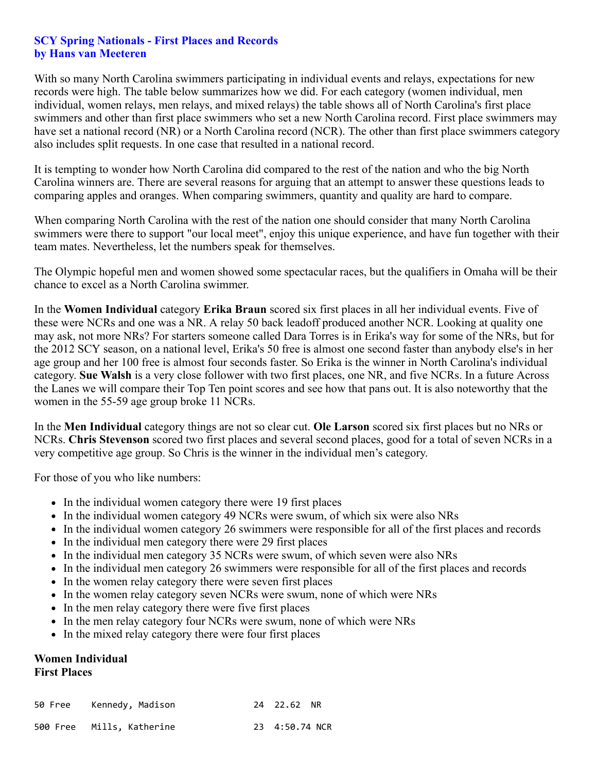**SCY Spring Nationals - First Places and Records**
**by Hans van Meeteren**

With so many North Carolina swimmers participating in individual events and relays, expectations for new records were high. The table below summarizes how we did. For each category (women individual, men individual, women relays, men relays, and mixed relays) the table shows all of North Carolina's first place swimmers and other than first place swimmers who set a new North Carolina record. First place swimmers may have set a national record (NR) or a North Carolina record (NCR). The other than first place swimmers category also includes split requests. In one case that resulted in a national record.

It is tempting to wonder how North Carolina did compared to the rest of the nation and who the big North Carolina winners are. There are several reasons for arguing that an attempt to answer these questions leads to comparing apples and oranges. When comparing swimmers, quantity and quality are hard to compare.

When comparing North Carolina with the rest of the nation one should consider that many North Carolina swimmers were there to support "our local meet", enjoy this unique experience, and have fun together with their team mates. Nevertheless, let the numbers speak for themselves.

The Olympic hopeful men and women showed some spectacular races, but the qualifiers in Omaha will be their chance to excel as a North Carolina swimmer.

In the **Women Individual** category **Erika Braun** scored six first places in all her individual events. Five of these were NCRs and one was a NR. A relay 50 back leadoff produced another NCR. Looking at quality one may ask, not more NRs? For starters someone called Dara Torres is in Erika's way for some of the NRs, but for the 2012 SCY season, on a national level, Erika's 50 free is almost one second faster than anybody else's in her age group and her 100 free is almost four seconds faster. So Erika is the winner in North Carolina's individual category. **Sue Walsh** is a very close follower with two first places, one NR, and five NCRs. In a future Across the Lanes we will compare their Top Ten point scores and see how that pans out. It is also noteworthy that the women in the 55-59 age group broke 11 NCRs.

In the **Men Individual** category things are not so clear cut. **Ole Larson** scored six first places but no NRs or NCRs. **Chris Stevenson** scored two first places and several second places, good for a total of seven NCRs in a very competitive age group. So Chris is the winner in the individual men's category.

For those of you who like numbers:

- In the individual women category there were 19 first places
- In the individual women category 49 NCRs were swum, of which six were also NRs
- In the individual women category 26 swimmers were responsible for all of the first places and records
- In the individual men category there were 29 first places
- In the individual men category 35 NCRs were swum, of which seven were also NRs
- In the individual men category 26 swimmers were responsible for all of the first places and records
- In the women relay category there were seven first places
- In the women relay category seven NCRs were swum, none of which were NRs
- In the men relay category there were five first places
- In the men relay category four NCRs were swum, none of which were NRs
- In the mixed relay category there were four first places

**Women Individual**
**First Places**

```
50 Free    Kennedy, Madison             24  22.62  NR

500 Free   Mills, Katherine             23  4:50.74 NCR
```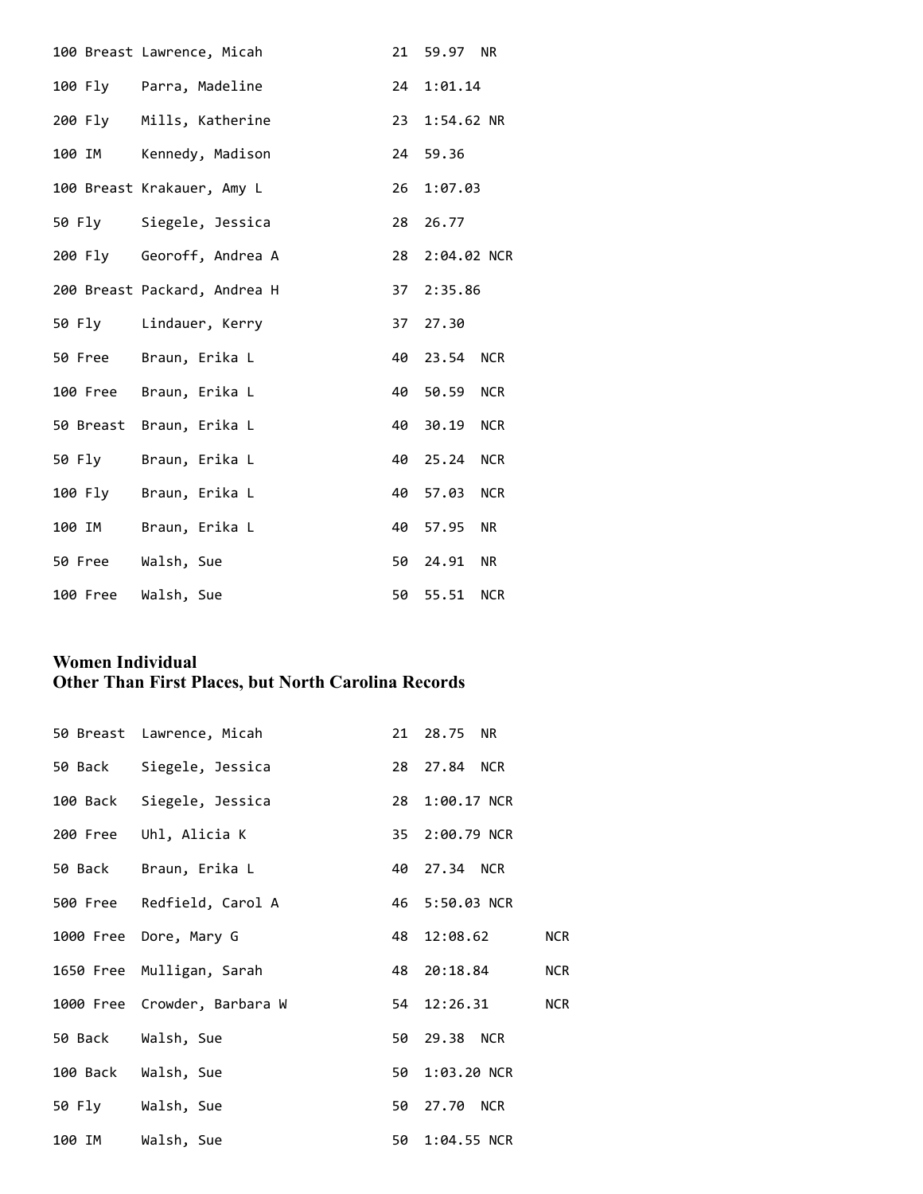| | | | | |
|---|---|---|---|---|
| 100 Breast | Lawrence, Micah | 21 | 59.97 | NR |
| 100 Fly | Parra, Madeline | 24 | 1:01.14 | |
| 200 Fly | Mills, Katherine | 23 | 1:54.62 | NR |
| 100 IM | Kennedy, Madison | 24 | 59.36 | |
| 100 Breast | Krakauer, Amy L | 26 | 1:07.03 | |
| 50 Fly | Siegele, Jessica | 28 | 26.77 | |
| 200 Fly | Georoff, Andrea A | 28 | 2:04.02 | NCR |
| 200 Breast | Packard, Andrea H | 37 | 2:35.86 | |
| 50 Fly | Lindauer, Kerry | 37 | 27.30 | |
| 50 Free | Braun, Erika L | 40 | 23.54 | NCR |
| 100 Free | Braun, Erika L | 40 | 50.59 | NCR |
| 50 Breast | Braun, Erika L | 40 | 30.19 | NCR |
| 50 Fly | Braun, Erika L | 40 | 25.24 | NCR |
| 100 Fly | Braun, Erika L | 40 | 57.03 | NCR |
| 100 IM | Braun, Erika L | 40 | 57.95 | NR |
| 50 Free | Walsh, Sue | 50 | 24.91 | NR |
| 100 Free | Walsh, Sue | 50 | 55.51 | NCR |

## Women Individual
## Other Than First Places, but North Carolina Records

| | | | | |
|---|---|---|---|---|
| 50 Breast | Lawrence, Micah | 21 | 28.75 | NR |
| 50 Back | Siegele, Jessica | 28 | 27.84 | NCR |
| 100 Back | Siegele, Jessica | 28 | 1:00.17 | NCR |
| 200 Free | Uhl, Alicia K | 35 | 2:00.79 | NCR |
| 50 Back | Braun, Erika L | 40 | 27.34 | NCR |
| 500 Free | Redfield, Carol A | 46 | 5:50.03 | NCR |
| 1000 Free | Dore, Mary G | 48 | 12:08.62 | NCR |
| 1650 Free | Mulligan, Sarah | 48 | 20:18.84 | NCR |
| 1000 Free | Crowder, Barbara W | 54 | 12:26.31 | NCR |
| 50 Back | Walsh, Sue | 50 | 29.38 | NCR |
| 100 Back | Walsh, Sue | 50 | 1:03.20 | NCR |
| 50 Fly | Walsh, Sue | 50 | 27.70 | NCR |
| 100 IM | Walsh, Sue | 50 | 1:04.55 | NCR |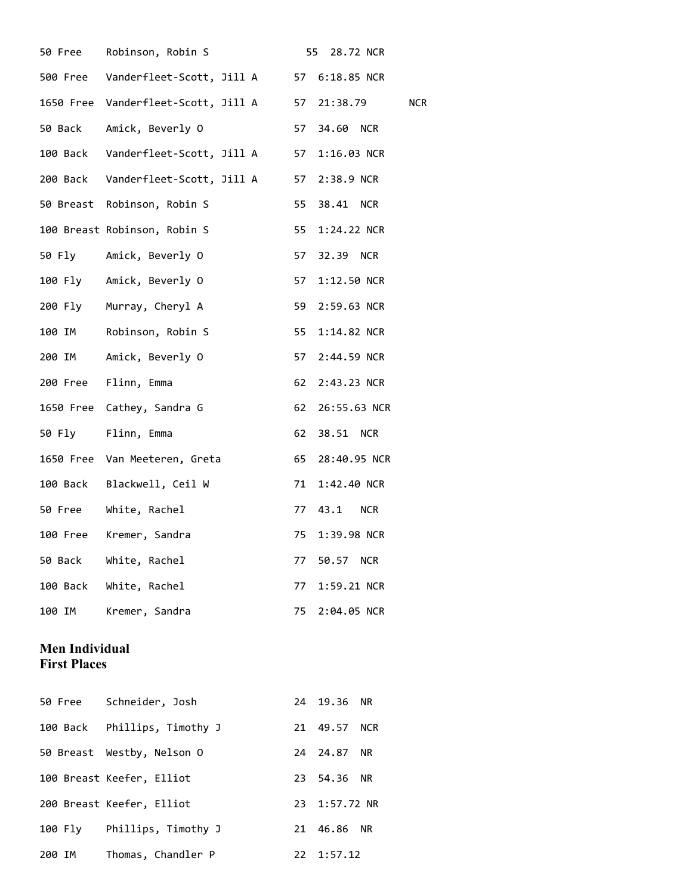| | | | | |
|---|---|---|---|---|
| 50 Free | Robinson, Robin S | 55 | 28.72 | NCR |
| 500 Free | Vanderfleet-Scott, Jill A | 57 | 6:18.85 | NCR |
| 1650 Free | Vanderfleet-Scott, Jill A | 57 | 21:38.79 | NCR |
| 50 Back | Amick, Beverly O | 57 | 34.60 | NCR |
| 100 Back | Vanderfleet-Scott, Jill A | 57 | 1:16.03 | NCR |
| 200 Back | Vanderfleet-Scott, Jill A | 57 | 2:38.9 | NCR |
| 50 Breast | Robinson, Robin S | 55 | 38.41 | NCR |
| 100 Breast | Robinson, Robin S | 55 | 1:24.22 | NCR |
| 50 Fly | Amick, Beverly O | 57 | 32.39 | NCR |
| 100 Fly | Amick, Beverly O | 57 | 1:12.50 | NCR |
| 200 Fly | Murray, Cheryl A | 59 | 2:59.63 | NCR |
| 100 IM | Robinson, Robin S | 55 | 1:14.82 | NCR |
| 200 IM | Amick, Beverly O | 57 | 2:44.59 | NCR |
| 200 Free | Flinn, Emma | 62 | 2:43.23 | NCR |
| 1650 Free | Cathey, Sandra G | 62 | 26:55.63 | NCR |
| 50 Fly | Flinn, Emma | 62 | 38.51 | NCR |
| 1650 Free | Van Meeteren, Greta | 65 | 28:40.95 | NCR |
| 100 Back | Blackwell, Ceil W | 71 | 1:42.40 | NCR |
| 50 Free | White, Rachel | 77 | 43.1 | NCR |
| 100 Free | Kremer, Sandra | 75 | 1:39.98 | NCR |
| 50 Back | White, Rachel | 77 | 50.57 | NCR |
| 100 Back | White, Rachel | 77 | 1:59.21 | NCR |
| 100 IM | Kremer, Sandra | 75 | 2:04.05 | NCR |

**Men Individual**
**First Places**

| | | | | |
|---|---|---|---|---|
| 50 Free | Schneider, Josh | 24 | 19.36 | NR |
| 100 Back | Phillips, Timothy J | 21 | 49.57 | NCR |
| 50 Breast | Westby, Nelson O | 24 | 24.87 | NR |
| 100 Breast | Keefer, Elliot | 23 | 54.36 | NR |
| 200 Breast | Keefer, Elliot | 23 | 1:57.72 | NR |
| 100 Fly | Phillips, Timothy J | 21 | 46.86 | NR |
| 200 IM | Thomas, Chandler P | 22 | 1:57.12 | |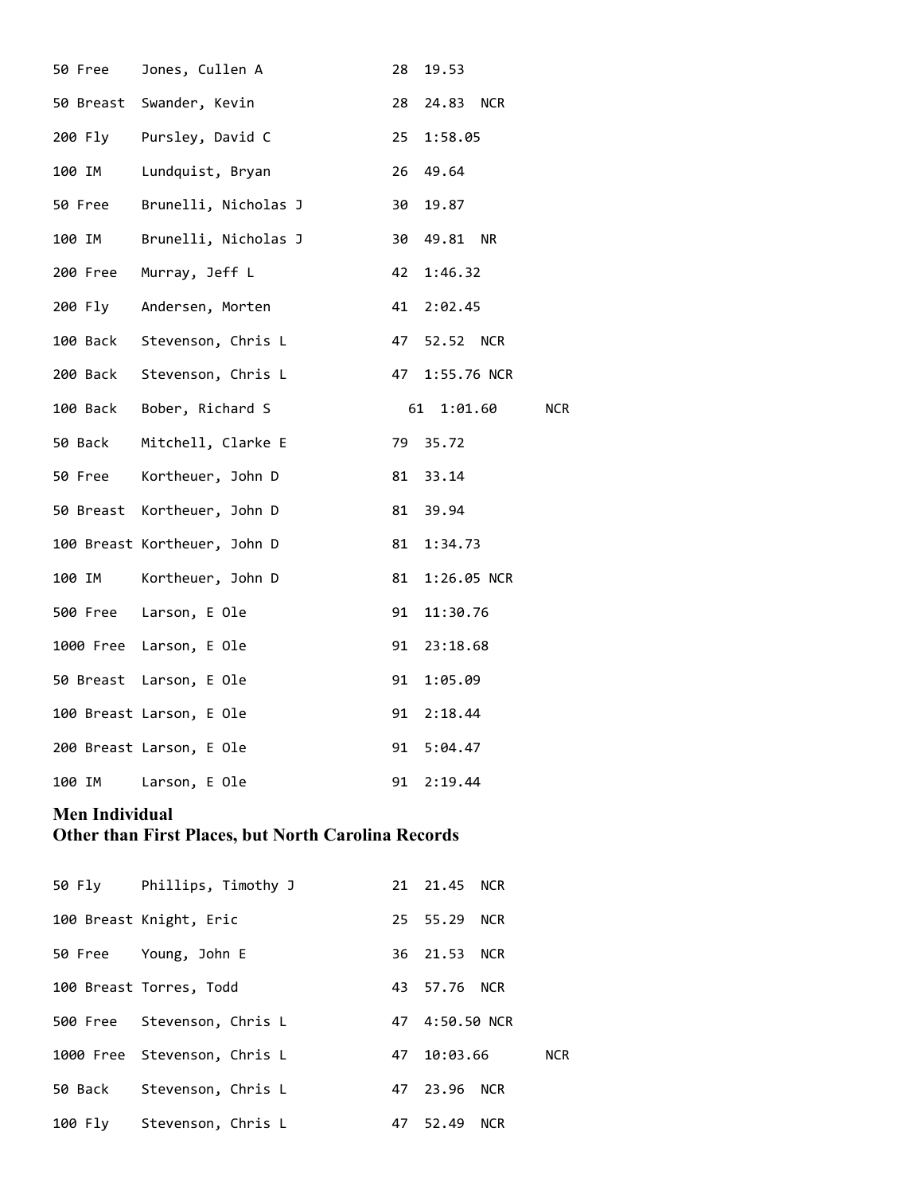| | | | | |
|---|---|---|---|---|
| 50 Free | Jones, Cullen A | 28 | 19.53 | |
| 50 Breast | Swander, Kevin | 28 | 24.83 | NCR |
| 200 Fly | Pursley, David C | 25 | 1:58.05 | |
| 100 IM | Lundquist, Bryan | 26 | 49.64 | |
| 50 Free | Brunelli, Nicholas J | 30 | 19.87 | |
| 100 IM | Brunelli, Nicholas J | 30 | 49.81 | NR |
| 200 Free | Murray, Jeff L | 42 | 1:46.32 | |
| 200 Fly | Andersen, Morten | 41 | 2:02.45 | |
| 100 Back | Stevenson, Chris L | 47 | 52.52 | NCR |
| 200 Back | Stevenson, Chris L | 47 | 1:55.76 | NCR |
| 100 Back | Bober, Richard S | 61 | 1:01.60 | NCR |
| 50 Back | Mitchell, Clarke E | 79 | 35.72 | |
| 50 Free | Kortheuer, John D | 81 | 33.14 | |
| 50 Breast | Kortheuer, John D | 81 | 39.94 | |
| 100 Breast | Kortheuer, John D | 81 | 1:34.73 | |
| 100 IM | Kortheuer, John D | 81 | 1:26.05 | NCR |
| 500 Free | Larson, E Ole | 91 | 11:30.76 | |
| 1000 Free | Larson, E Ole | 91 | 23:18.68 | |
| 50 Breast | Larson, E Ole | 91 | 1:05.09 | |
| 100 Breast | Larson, E Ole | 91 | 2:18.44 | |
| 200 Breast | Larson, E Ole | 91 | 5:04.47 | |
| 100 IM | Larson, E Ole | 91 | 2:19.44 | |

## Men Individual
## Other than First Places, but North Carolina Records

| | | | | |
|---|---|---|---|---|
| 50 Fly | Phillips, Timothy J | 21 | 21.45 | NCR |
| 100 Breast | Knight, Eric | 25 | 55.29 | NCR |
| 50 Free | Young, John E | 36 | 21.53 | NCR |
| 100 Breast | Torres, Todd | 43 | 57.76 | NCR |
| 500 Free | Stevenson, Chris L | 47 | 4:50.50 | NCR |
| 1000 Free | Stevenson, Chris L | 47 | 10:03.66 | NCR |
| 50 Back | Stevenson, Chris L | 47 | 23.96 | NCR |
| 100 Fly | Stevenson, Chris L | 47 | 52.49 | NCR |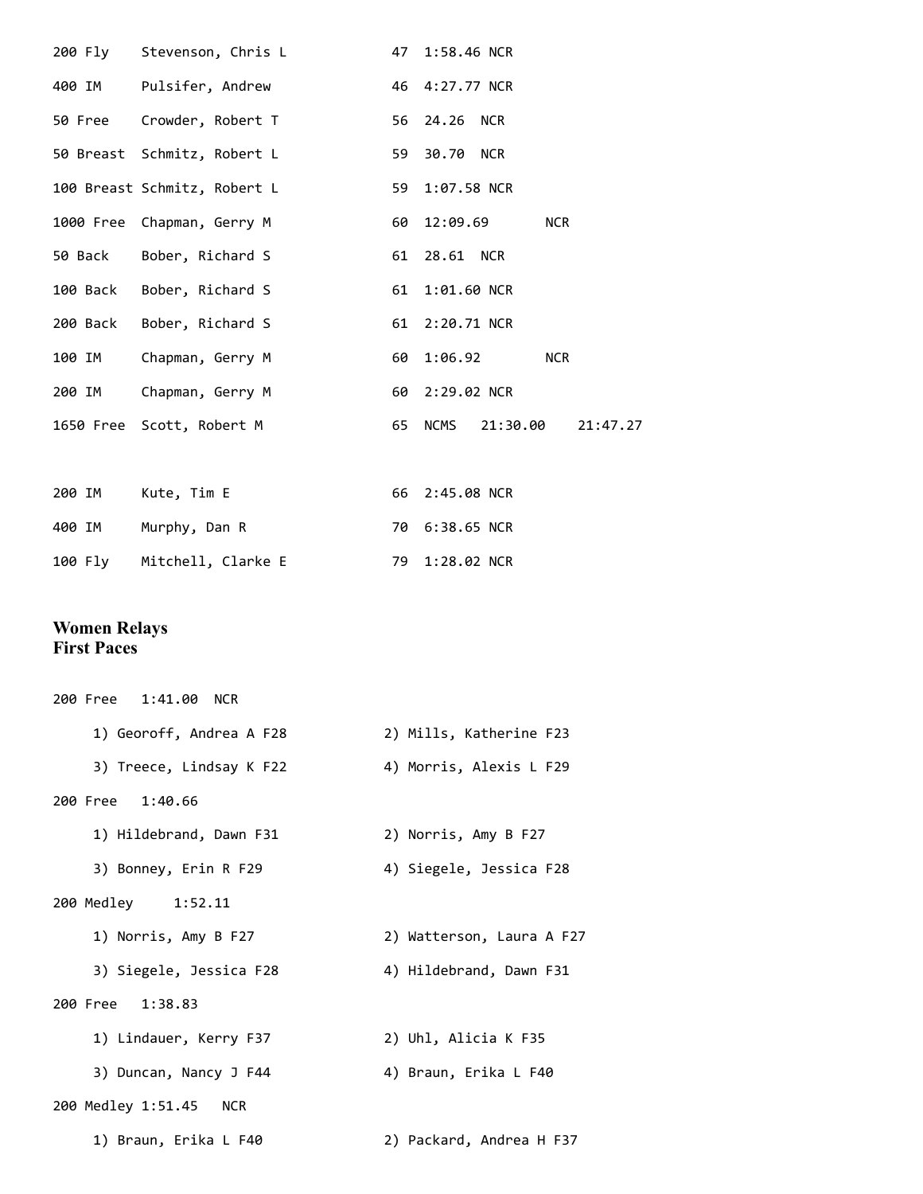| | | | |
|---|---|---|---|
| 200 Fly | Stevenson, Chris L | 47 | 1:58.46 NCR |
| 400 IM | Pulsifer, Andrew | 46 | 4:27.77 NCR |
| 50 Free | Crowder, Robert T | 56 | 24.26 NCR |
| 50 Breast | Schmitz, Robert L | 59 | 30.70 NCR |
| 100 Breast | Schmitz, Robert L | 59 | 1:07.58 NCR |
| 1000 Free | Chapman, Gerry M | 60 | 12:09.69 NCR |
| 50 Back | Bober, Richard S | 61 | 28.61 NCR |
| 100 Back | Bober, Richard S | 61 | 1:01.60 NCR |
| 200 Back | Bober, Richard S | 61 | 2:20.71 NCR |
| 100 IM | Chapman, Gerry M | 60 | 1:06.92 NCR |
| 200 IM | Chapman, Gerry M | 60 | 2:29.02 NCR |
| 1650 Free | Scott, Robert M | 65 | NCMS 21:30.00 21:47.27 |

| | | | |
|---|---|---|---|
| 200 IM | Kute, Tim E | 66 | 2:45.08 NCR |
| 400 IM | Murphy, Dan R | 70 | 6:38.65 NCR |
| 100 Fly | Mitchell, Clarke E | 79 | 1:28.02 NCR |

## Women Relays
## First Paces

200 Free 1:41.00 NCR

1) Georoff, Andrea A F28 2) Mills, Katherine F23

3) Treece, Lindsay K F22 4) Morris, Alexis L F29

200 Free 1:40.66

1) Hildebrand, Dawn F31 2) Norris, Amy B F27

3) Bonney, Erin R F29 4) Siegele, Jessica F28

200 Medley 1:52.11

1) Norris, Amy B F27 2) Watterson, Laura A F27

3) Siegele, Jessica F28 4) Hildebrand, Dawn F31

200 Free 1:38.83

1) Lindauer, Kerry F37 2) Uhl, Alicia K F35

3) Duncan, Nancy J F44 4) Braun, Erika L F40

200 Medley 1:51.45 NCR

1) Braun, Erika L F40 2) Packard, Andrea H F37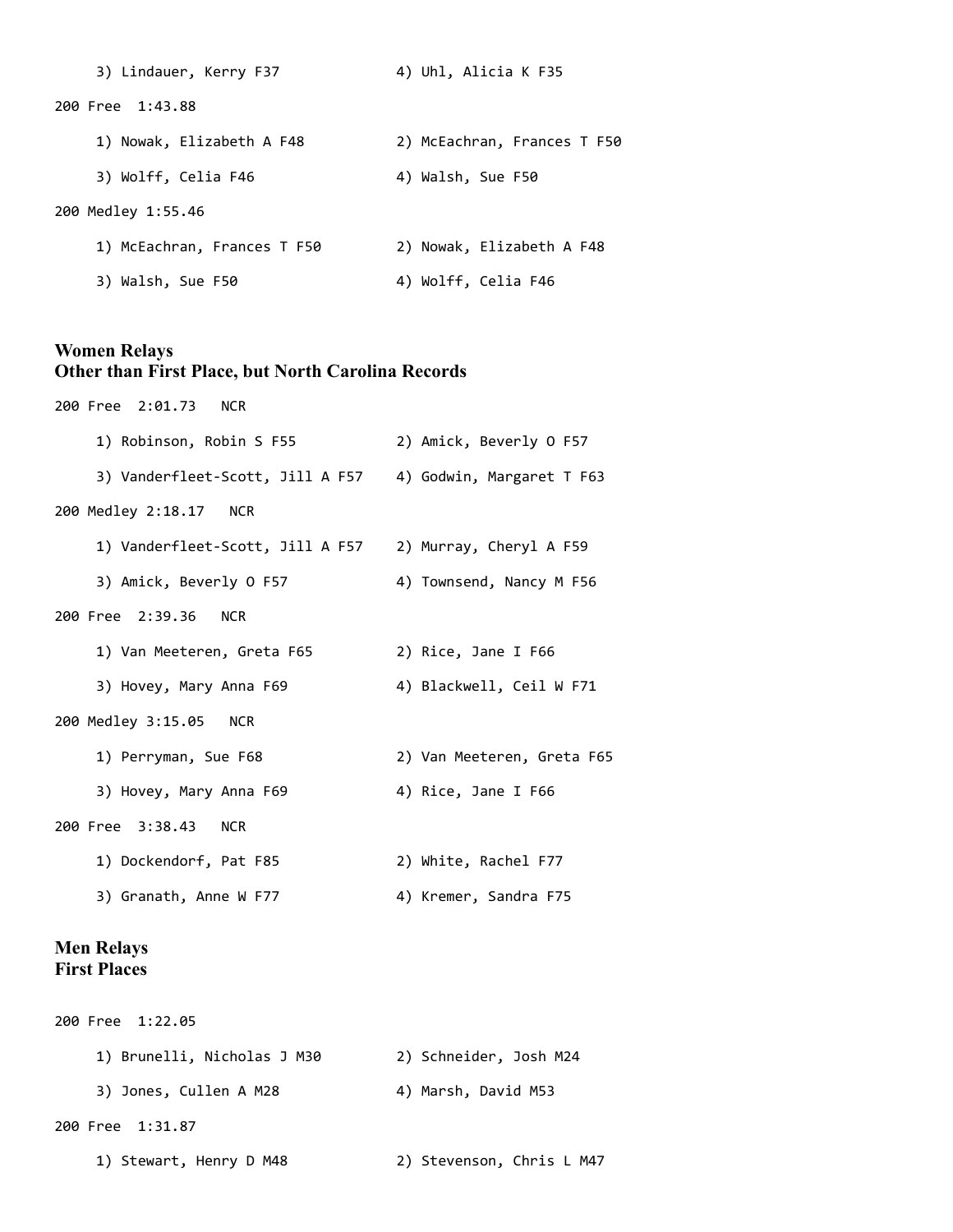3) Lindauer, Kerry F37 4) Uhl, Alicia K F35

200 Free 1:43.88

1) Nowak, Elizabeth A F48 2) McEachran, Frances T F50

3) Wolff, Celia F46 4) Walsh, Sue F50

200 Medley 1:55.46

1) McEachran, Frances T F50 2) Nowak, Elizabeth A F48

3) Walsh, Sue F50 4) Wolff, Celia F46

## Women Relays
## Other than First Place, but North Carolina Records

200 Free 2:01.73 NCR

1) Robinson, Robin S F55 2) Amick, Beverly O F57

3) Vanderfleet-Scott, Jill A F57 4) Godwin, Margaret T F63

200 Medley 2:18.17 NCR

1) Vanderfleet-Scott, Jill A F57 2) Murray, Cheryl A F59

3) Amick, Beverly O F57 4) Townsend, Nancy M F56

200 Free 2:39.36 NCR

1) Van Meeteren, Greta F65 2) Rice, Jane I F66

3) Hovey, Mary Anna F69 4) Blackwell, Ceil W F71

200 Medley 3:15.05 NCR

1) Perryman, Sue F68 2) Van Meeteren, Greta F65

3) Hovey, Mary Anna F69 4) Rice, Jane I F66

200 Free 3:38.43 NCR

1) Dockendorf, Pat F85 2) White, Rachel F77

3) Granath, Anne W F77 4) Kremer, Sandra F75

## Men Relays
## First Places

200 Free 1:22.05

1) Brunelli, Nicholas J M30 2) Schneider, Josh M24

3) Jones, Cullen A M28 4) Marsh, David M53

200 Free 1:31.87

1) Stewart, Henry D M48 2) Stevenson, Chris L M47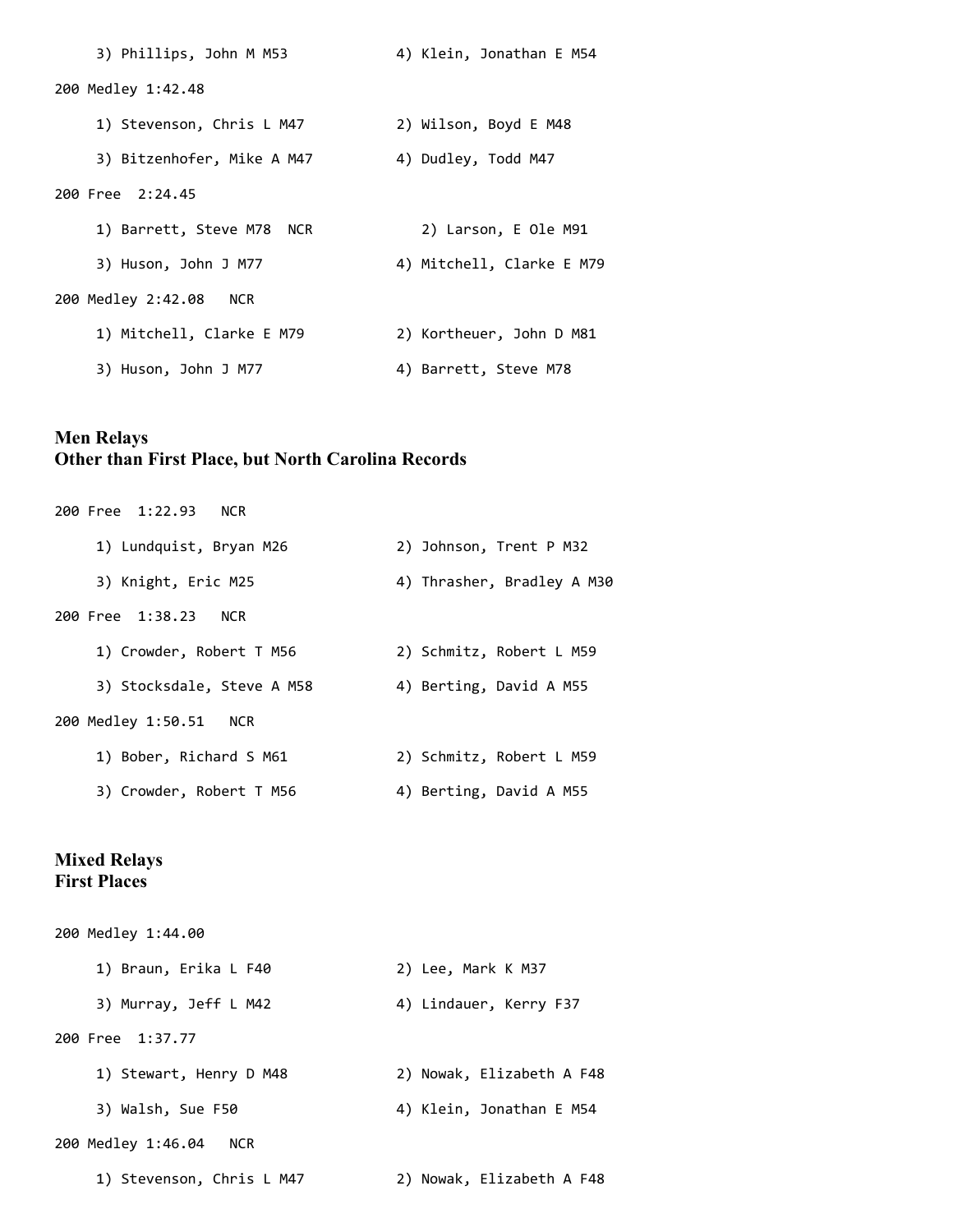3) Phillips, John M M53　　4) Klein, Jonathan E M54

200 Medley 1:42.48

1) Stevenson, Chris L M47　　2) Wilson, Boyd E M48

3) Bitzenhofer, Mike A M47　　4) Dudley, Todd M47

200 Free 2:24.45

1) Barrett, Steve M78 NCR　　2) Larson, E Ole M91

3) Huson, John J M77　　4) Mitchell, Clarke E M79

200 Medley 2:42.08 NCR

1) Mitchell, Clarke E M79　　2) Kortheuer, John D M81

3) Huson, John J M77　　4) Barrett, Steve M78

## Men Relays
## Other than First Place, but North Carolina Records

200 Free 1:22.93 NCR

1) Lundquist, Bryan M26　　2) Johnson, Trent P M32

3) Knight, Eric M25　　4) Thrasher, Bradley A M30

200 Free 1:38.23 NCR

1) Crowder, Robert T M56　　2) Schmitz, Robert L M59

3) Stocksdale, Steve A M58　　4) Berting, David A M55

200 Medley 1:50.51 NCR

1) Bober, Richard S M61　　2) Schmitz, Robert L M59

3) Crowder, Robert T M56　　4) Berting, David A M55

## Mixed Relays
## First Places

200 Medley 1:44.00

1) Braun, Erika L F40　　2) Lee, Mark K M37

3) Murray, Jeff L M42　　4) Lindauer, Kerry F37

200 Free 1:37.77

1) Stewart, Henry D M48　　2) Nowak, Elizabeth A F48

3) Walsh, Sue F50　　4) Klein, Jonathan E M54

200 Medley 1:46.04 NCR

1) Stevenson, Chris L M47　　2) Nowak, Elizabeth A F48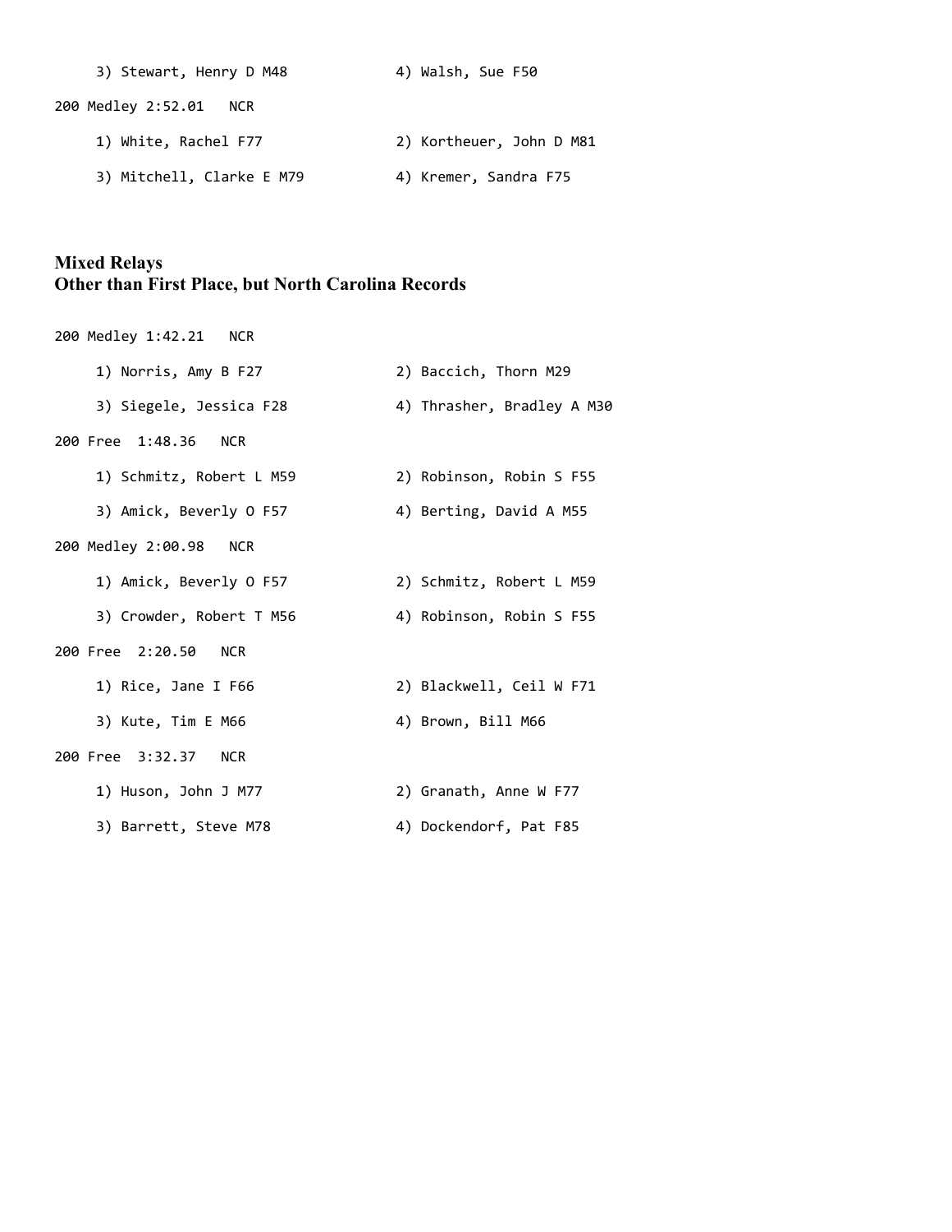3) Stewart, Henry D M48 4) Walsh, Sue F50

200 Medley 2:52.01 NCR

1) White, Rachel F77 2) Kortheuer, John D M81

3) Mitchell, Clarke E M79 4) Kremer, Sandra F75

**Mixed Relays**
**Other than First Place, but North Carolina Records**

200 Medley 1:42.21 NCR

1) Norris, Amy B F27 2) Baccich, Thorn M29

3) Siegele, Jessica F28 4) Thrasher, Bradley A M30

200 Free 1:48.36 NCR

1) Schmitz, Robert L M59 2) Robinson, Robin S F55

3) Amick, Beverly O F57 4) Berting, David A M55

200 Medley 2:00.98 NCR

1) Amick, Beverly O F57 2) Schmitz, Robert L M59

3) Crowder, Robert T M56 4) Robinson, Robin S F55

200 Free 2:20.50 NCR

1) Rice, Jane I F66 2) Blackwell, Ceil W F71

3) Kute, Tim E M66 4) Brown, Bill M66

200 Free 3:32.37 NCR

1) Huson, John J M77 2) Granath, Anne W F77

3) Barrett, Steve M78 4) Dockendorf, Pat F85